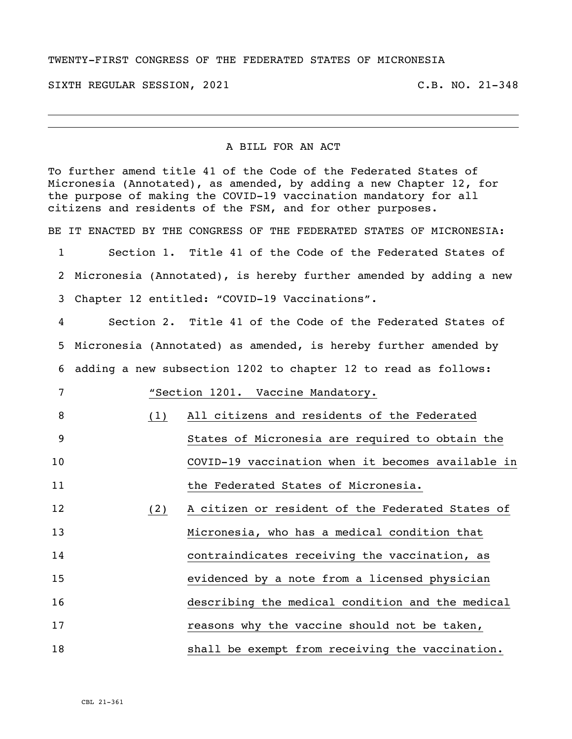TWENTY-FIRST CONGRESS OF THE FEDERATED STATES OF MICRONESIA

SIXTH REGULAR SESSION, 2021 C.B. NO. 21-348

---

A BILL FOR AN ACT

To further amend title 41 of the Code of the Federated States of Micronesia (Annotated), as amended, by adding a new Chapter 12, for the purpose of making the COVID-19 vaccination mandatory for all citizens and residents of the FSM, and for other purposes.

BE IT ENACTED BY THE CONGRESS OF THE FEDERATED STATES OF MICRONESIA:

1 Section 1. Title 41 of the Code of the Federated States of
2 Micronesia (Annotated), is hereby further amended by adding a new
3 Chapter 12 entitled: "COVID-19 Vaccinations".

4 Section 2. Title 41 of the Code of the Federated States of
5 Micronesia (Annotated) as amended, is hereby further amended by
6 adding a new subsection 1202 to chapter 12 to read as follows:

7 "Section 1201. Vaccine Mandatory.

8 (1) All citizens and residents of the Federated
9 States of Micronesia are required to obtain the
10 COVID-19 vaccination when it becomes available in
11 the Federated States of Micronesia.

12 (2) A citizen or resident of the Federated States of
13 Micronesia, who has a medical condition that
14 contraindicates receiving the vaccination, as
15 evidenced by a note from a licensed physician
16 describing the medical condition and the medical
17 reasons why the vaccine should not be taken,
18 shall be exempt from receiving the vaccination.

CBL 21-361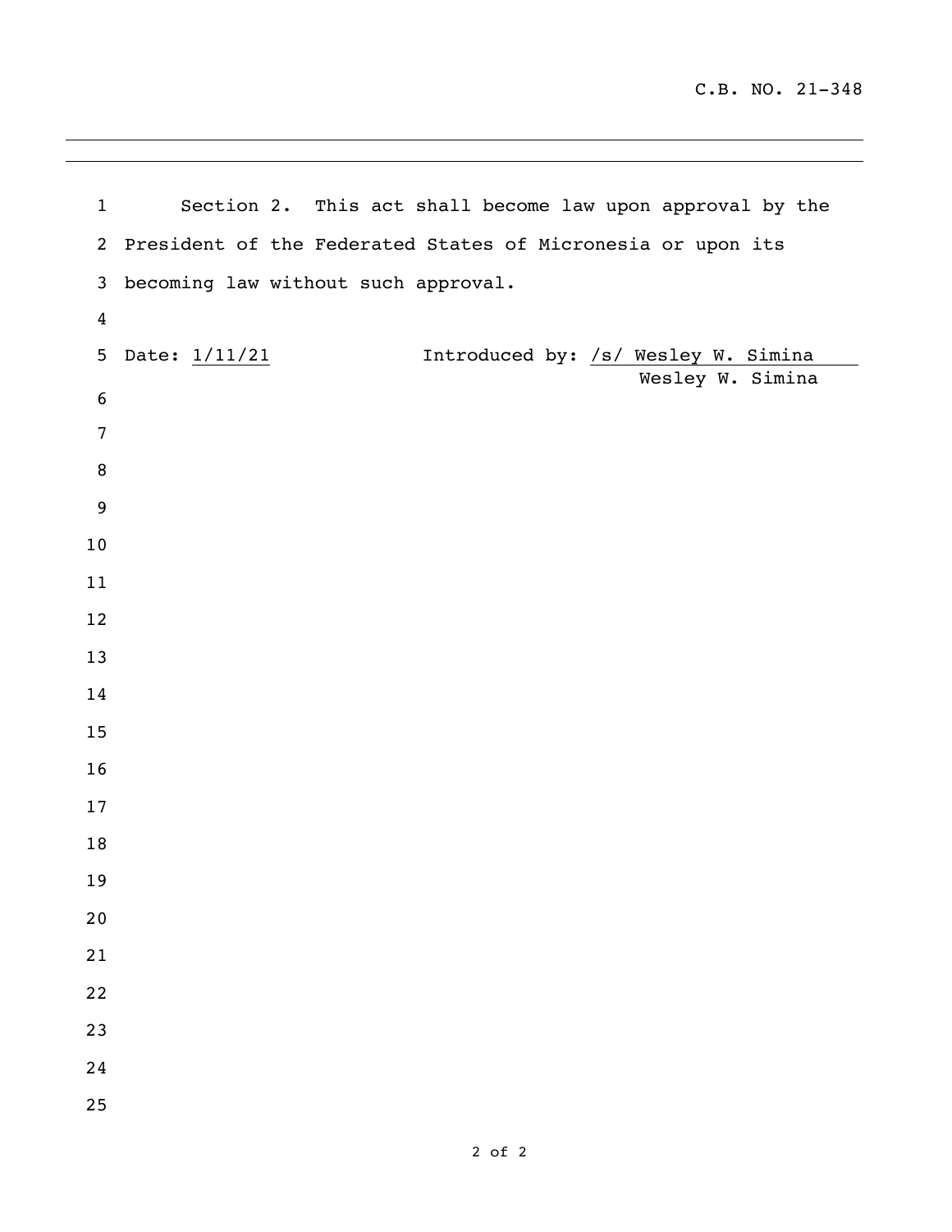Section 2. This act shall become law upon approval by the President of the Federated States of Micronesia or upon its becoming law without such approval.

Date: 1/11/21

Introduced by: /s/ Wesley W. Simina
Wesley W. Simina